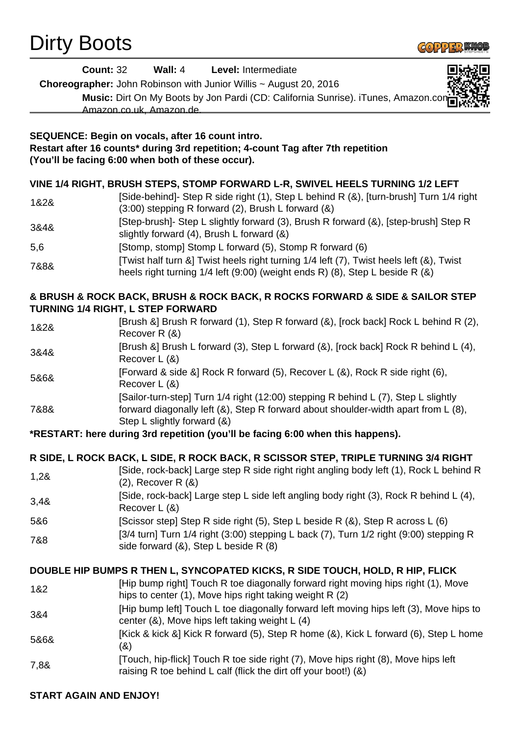# Dirty Boots

**Count:** 32 **Wall:** 4 **Level:** Intermediate

**Choreographer:** John Robinson with Junior Willis ~ August 20, 2016

**Music:** Dirt On My Boots by Jon Pardi (CD: California Sunrise). iTunes, Amazon.com, Amazon.co.uk, Amazon.de.

**SEQUENCE: Begin on vocals, after 16 count intro.**
**Restart after 16 counts* during 3rd repetition; 4-count Tag after 7th repetition**
**(You'll be facing 6:00 when both of these occur).**

### VINE 1/4 RIGHT, BRUSH STEPS, STOMP FORWARD L-R, SWIVEL HEELS TURNING 1/2 LEFT

| | |
|---|---|
| 1&2& | [Side-behind]- Step R side right (1), Step L behind R (&), [turn-brush] Turn 1/4 right (3:00) stepping R forward (2), Brush L forward (&) |
| 3&4& | [Step-brush]- Step L slightly forward (3), Brush R forward (&), [step-brush] Step R slightly forward (4), Brush L forward (&) |
| 5,6 | [Stomp, stomp] Stomp L forward (5), Stomp R forward (6) |
| 7&8& | [Twist half turn &] Twist heels right turning 1/4 left (7), Twist heels left (&), Twist heels right turning 1/4 left (9:00) (weight ends R) (8), Step L beside R (&) |

### & BRUSH & ROCK BACK, BRUSH & ROCK BACK, R ROCKS FORWARD & SIDE & SAILOR STEP TURNING 1/4 RIGHT, L STEP FORWARD

| | |
|---|---|
| 1&2& | [Brush &] Brush R forward (1), Step R forward (&), [rock back] Rock L behind R (2), Recover R (&) |
| 3&4& | [Brush &] Brush L forward (3), Step L forward (&), [rock back] Rock R behind L (4), Recover L (&) |
| 5&6& | [Forward & side &] Rock R forward (5), Recover L (&), Rock R side right (6), Recover L (&) |
| 7&8& | [Sailor-turn-step] Turn 1/4 right (12:00) stepping R behind L (7), Step L slightly forward diagonally left (&), Step R forward about shoulder-width apart from L (8), Step L slightly forward (&) |

**\*RESTART: here during 3rd repetition (you'll be facing 6:00 when this happens).**

### R SIDE, L ROCK BACK, L SIDE, R ROCK BACK, R SCISSOR STEP, TRIPLE TURNING 3/4 RIGHT

| | |
|---|---|
| 1,2& | [Side, rock-back] Large step R side right right angling body left (1), Rock L behind R (2), Recover R (&) |
| 3,4& | [Side, rock-back] Large step L side left angling body right (3), Rock R behind L (4), Recover L (&) |
| 5&6 | [Scissor step] Step R side right (5), Step L beside R (&), Step R across L (6) |
| 7&8 | [3/4 turn] Turn 1/4 right (3:00) stepping L back (7), Turn 1/2 right (9:00) stepping R side forward (&), Step L beside R (8) |

### DOUBLE HIP BUMPS R THEN L, SYNCOPATED KICKS, R SIDE TOUCH, HOLD, R HIP, FLICK

| | |
|---|---|
| 1&2 | [Hip bump right] Touch R toe diagonally forward right moving hips right (1), Move hips to center (1), Move hips right taking weight R (2) |
| 3&4 | [Hip bump left] Touch L toe diagonally forward left moving hips left (3), Move hips to center (&), Move hips left taking weight L (4) |
| 5&6& | [Kick & kick &] Kick R forward (5), Step R home (&), Kick L forward (6), Step L home (&) |
| 7,8& | [Touch, hip-flick] Touch R toe side right (7), Move hips right (8), Move hips left raising R toe behind L calf (flick the dirt off your boot!) (&) |

**START AGAIN AND ENJOY!**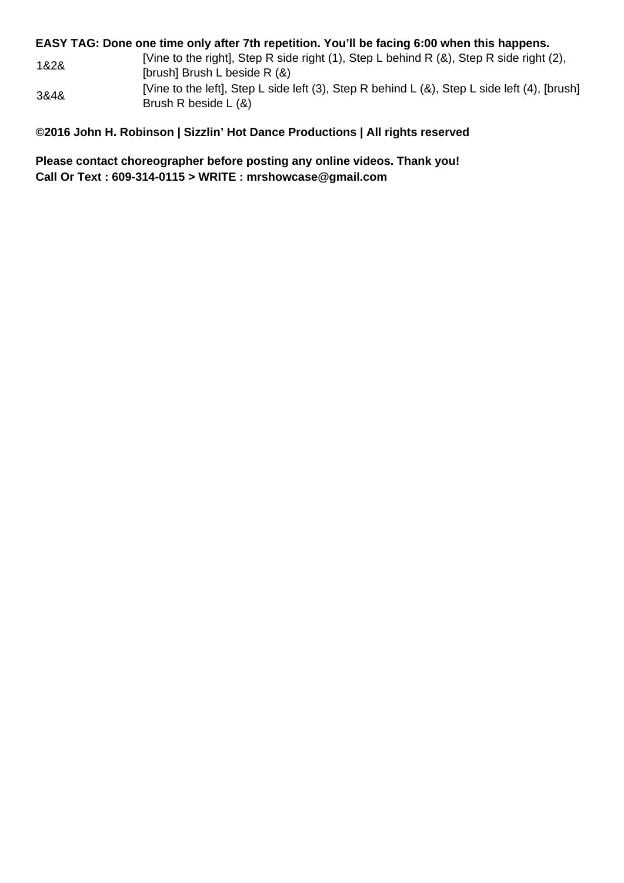**EASY TAG: Done one time only after 7th repetition. You'll be facing 6:00 when this happens.**

| | |
|---|---|
| 1&2& | [Vine to the right], Step R side right (1), Step L behind R (&), Step R side right (2), [brush] Brush L beside R (&) |
| 3&4& | [Vine to the left], Step L side left (3), Step R behind L (&), Step L side left (4), [brush] Brush R beside L (&) |

**©2016 John H. Robinson | Sizzlin' Hot Dance Productions | All rights reserved**

**Please contact choreographer before posting any online videos. Thank you!**
**Call Or Text : 609-314-0115 > WRITE : mrshowcase@gmail.com**